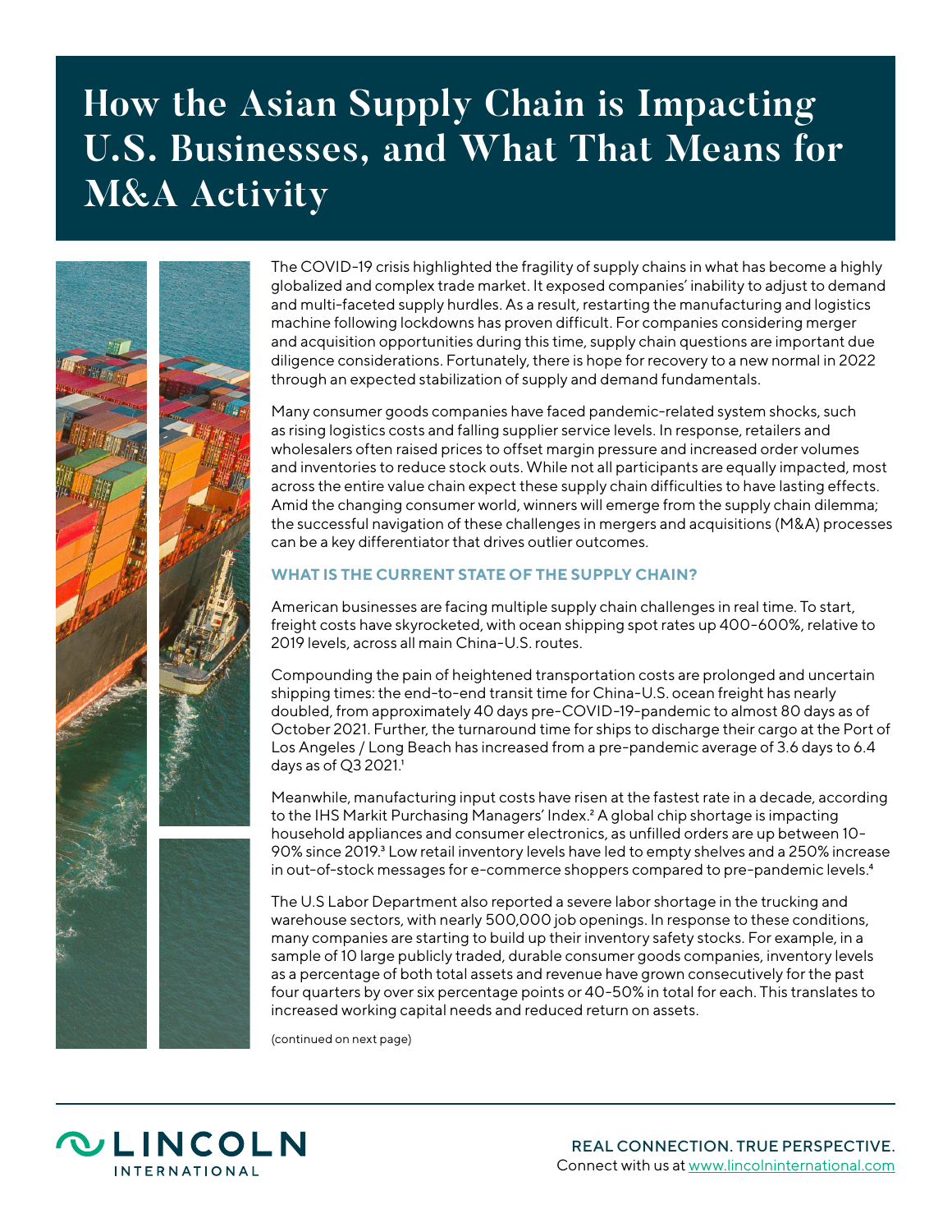# How the Asian Supply Chain is Impacting U.S. Businesses, and What That Means for M&A Activity

The COVID-19 crisis highlighted the fragility of supply chains in what has become a highly globalized and complex trade market. It exposed companies' inability to adjust to demand and multi-faceted supply hurdles. As a result, restarting the manufacturing and logistics machine following lockdowns has proven difficult. For companies considering merger and acquisition opportunities during this time, supply chain questions are important due diligence considerations. Fortunately, there is hope for recovery to a new normal in 2022 through an expected stabilization of supply and demand fundamentals.

Many consumer goods companies have faced pandemic-related system shocks, such as rising logistics costs and falling supplier service levels. In response, retailers and wholesalers often raised prices to offset margin pressure and increased order volumes and inventories to reduce stock outs. While not all participants are equally impacted, most across the entire value chain expect these supply chain difficulties to have lasting effects. Amid the changing consumer world, winners will emerge from the supply chain dilemma; the successful navigation of these challenges in mergers and acquisitions (M&A) processes can be a key differentiator that drives outlier outcomes.

## WHAT IS THE CURRENT STATE OF THE SUPPLY CHAIN?

American businesses are facing multiple supply chain challenges in real time. To start, freight costs have skyrocketed, with ocean shipping spot rates up 400-600%, relative to 2019 levels, across all main China-U.S. routes.

Compounding the pain of heightened transportation costs are prolonged and uncertain shipping times: the end-to-end transit time for China-U.S. ocean freight has nearly doubled, from approximately 40 days pre-COVID-19-pandemic to almost 80 days as of October 2021. Further, the turnaround time for ships to discharge their cargo at the Port of Los Angeles / Long Beach has increased from a pre-pandemic average of 3.6 days to 6.4 days as of Q3 2021.[1]

Meanwhile, manufacturing input costs have risen at the fastest rate in a decade, according to the IHS Markit Purchasing Managers' Index.[2] A global chip shortage is impacting household appliances and consumer electronics, as unfilled orders are up between 10-90% since 2019.[3] Low retail inventory levels have led to empty shelves and a 250% increase in out-of-stock messages for e-commerce shoppers compared to pre-pandemic levels.[4]

The U.S Labor Department also reported a severe labor shortage in the trucking and warehouse sectors, with nearly 500,000 job openings. In response to these conditions, many companies are starting to build up their inventory safety stocks. For example, in a sample of 10 large publicly traded, durable consumer goods companies, inventory levels as a percentage of both total assets and revenue have grown consecutively for the past four quarters by over six percentage points or 40-50% in total for each. This translates to increased working capital needs and reduced return on assets.

(continued on next page)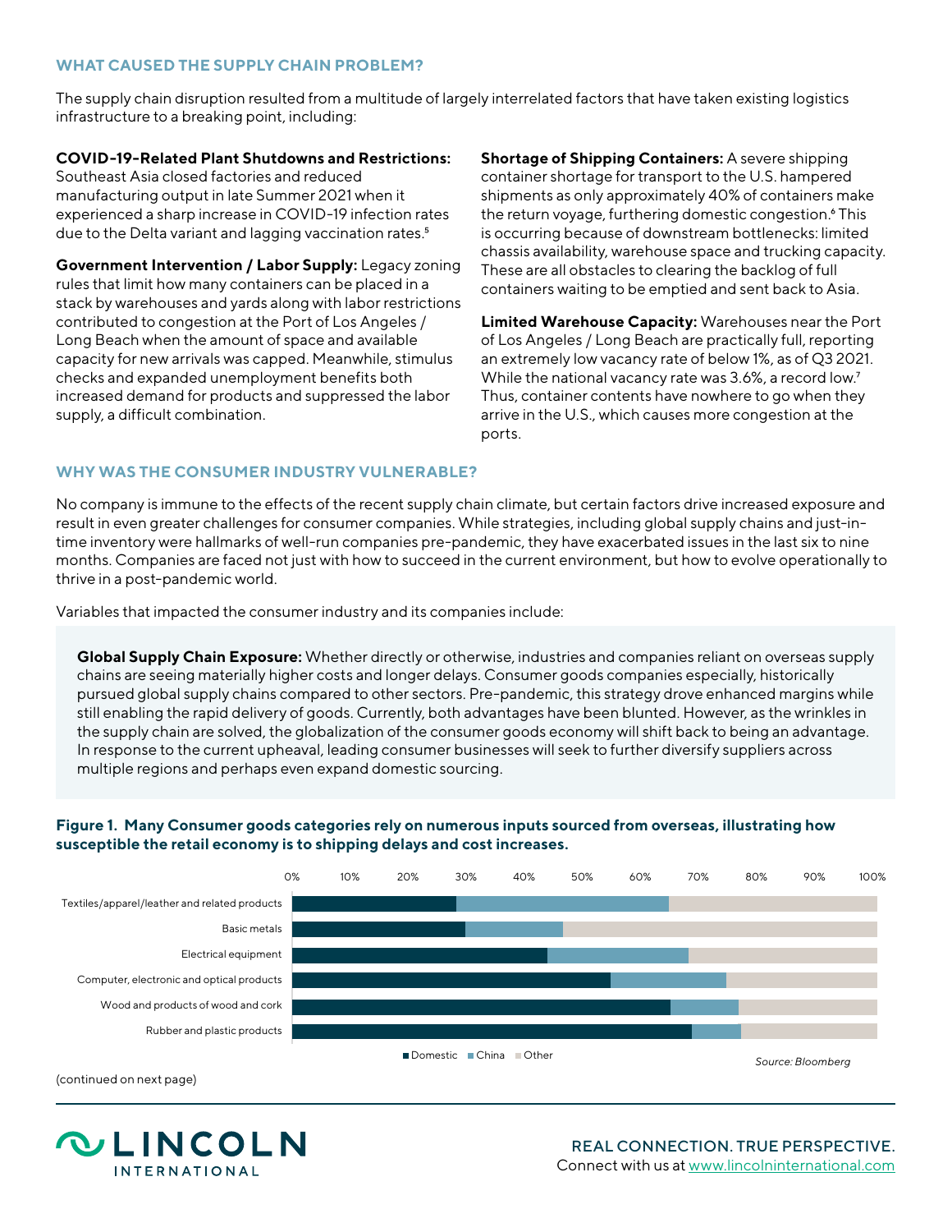## WHAT CAUSED THE SUPPLY CHAIN PROBLEM?

The supply chain disruption resulted from a multitude of largely interrelated factors that have taken existing logistics infrastructure to a breaking point, including:

**COVID-19-Related Plant Shutdowns and Restrictions:** Southeast Asia closed factories and reduced manufacturing output in late Summer 2021 when it experienced a sharp increase in COVID-19 infection rates due to the Delta variant and lagging vaccination rates.[5]

**Government Intervention / Labor Supply:** Legacy zoning rules that limit how many containers can be placed in a stack by warehouses and yards along with labor restrictions contributed to congestion at the Port of Los Angeles / Long Beach when the amount of space and available capacity for new arrivals was capped. Meanwhile, stimulus checks and expanded unemployment benefits both increased demand for products and suppressed the labor supply, a difficult combination.

**Shortage of Shipping Containers:** A severe shipping container shortage for transport to the U.S. hampered shipments as only approximately 40% of containers make the return voyage, furthering domestic congestion.[6] This is occurring because of downstream bottlenecks: limited chassis availability, warehouse space and trucking capacity. These are all obstacles to clearing the backlog of full containers waiting to be emptied and sent back to Asia.

**Limited Warehouse Capacity:** Warehouses near the Port of Los Angeles / Long Beach are practically full, reporting an extremely low vacancy rate of below 1%, as of Q3 2021. While the national vacancy rate was 3.6%, a record low.[7] Thus, container contents have nowhere to go when they arrive in the U.S., which causes more congestion at the ports.

## WHY WAS THE CONSUMER INDUSTRY VULNERABLE?

No company is immune to the effects of the recent supply chain climate, but certain factors drive increased exposure and result in even greater challenges for consumer companies. While strategies, including global supply chains and just-in-time inventory were hallmarks of well-run companies pre-pandemic, they have exacerbated issues in the last six to nine months. Companies are faced not just with how to succeed in the current environment, but how to evolve operationally to thrive in a post-pandemic world.

Variables that impacted the consumer industry and its companies include:

**Global Supply Chain Exposure:** Whether directly or otherwise, industries and companies reliant on overseas supply chains are seeing materially higher costs and longer delays. Consumer goods companies especially, historically pursued global supply chains compared to other sectors. Pre-pandemic, this strategy drove enhanced margins while still enabling the rapid delivery of goods. Currently, both advantages have been blunted. However, as the wrinkles in the supply chain are solved, the globalization of the consumer goods economy will shift back to being an advantage. In response to the current upheaval, leading consumer businesses will seek to further diversify suppliers across multiple regions and perhaps even expand domestic sourcing.

**Figure 1. Many Consumer goods categories rely on numerous inputs sourced from overseas, illustrating how susceptible the retail economy is to shipping delays and cost increases.**

| Category | Domestic | China | Other |
|---|---|---|---|
| Textiles/apparel/leather and related products | ~28% | ~36% | ~36% |
| Basic metals | ~30% | ~17% | ~53% |
| Electrical equipment | ~44% | ~24% | ~32% |
| Computer, electronic and optical products | ~55% | ~20% | ~25% |
| Wood and products of wood and cork | ~65% | ~12% | ~23% |
| Rubber and plastic products | ~69% | ~8% | ~23% |

*Source: Bloomberg*

(continued on next page)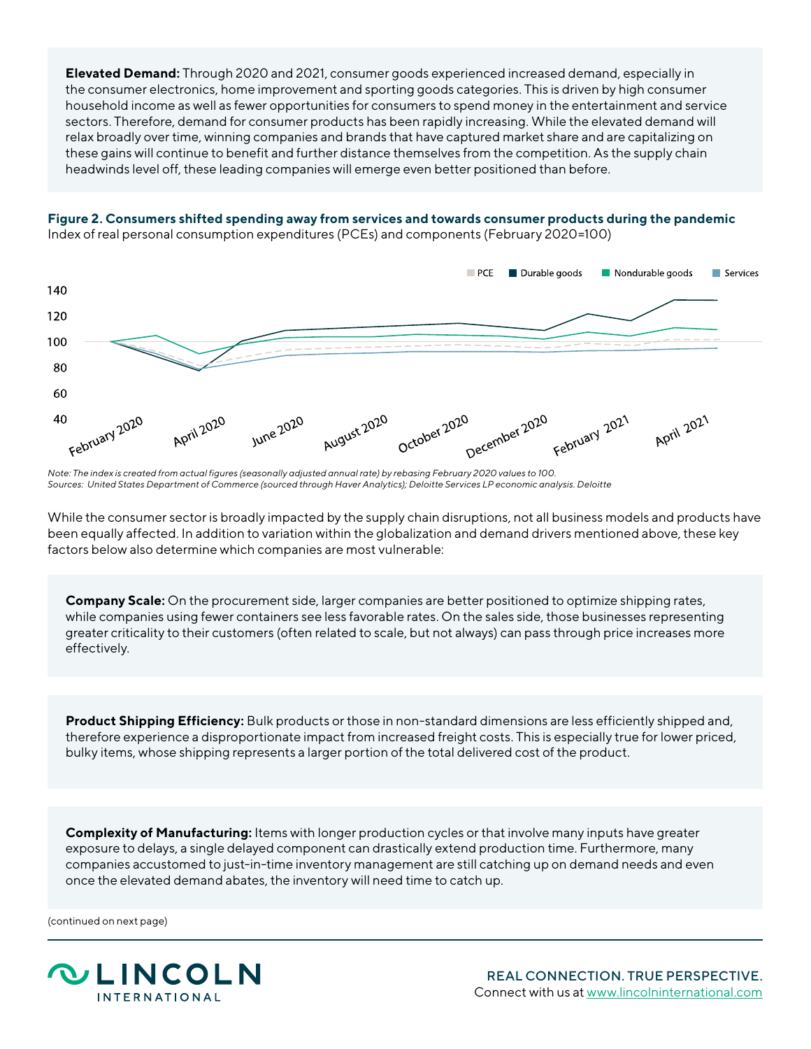**Elevated Demand:** Through 2020 and 2021, consumer goods experienced increased demand, especially in the consumer electronics, home improvement and sporting goods categories. This is driven by high consumer household income as well as fewer opportunities for consumers to spend money in the entertainment and service sectors. Therefore, demand for consumer products has been rapidly increasing. While the elevated demand will relax broadly over time, winning companies and brands that have captured market share and are capitalizing on these gains will continue to benefit and further distance themselves from the competition. As the supply chain headwinds level off, these leading companies will emerge even better positioned than before.

**Figure 2. Consumers shifted spending away from services and towards consumer products during the pandemic**
Index of real personal consumption expenditures (PCEs) and components (February 2020=100)

*Note: The index is created from actual figures (seasonally adjusted annual rate) by rebasing February 2020 values to 100.*
*Sources: United States Department of Commerce (sourced through Haver Analytics); Deloitte Services LP economic analysis. Deloitte*

While the consumer sector is broadly impacted by the supply chain disruptions, not all business models and products have been equally affected. In addition to variation within the globalization and demand drivers mentioned above, these key factors below also determine which companies are most vulnerable:

**Company Scale:** On the procurement side, larger companies are better positioned to optimize shipping rates, while companies using fewer containers see less favorable rates. On the sales side, those businesses representing greater criticality to their customers (often related to scale, but not always) can pass through price increases more effectively.

**Product Shipping Efficiency:** Bulk products or those in non-standard dimensions are less efficiently shipped and, therefore experience a disproportionate impact from increased freight costs. This is especially true for lower priced, bulky items, whose shipping represents a larger portion of the total delivered cost of the product.

**Complexity of Manufacturing:** Items with longer production cycles or that involve many inputs have greater exposure to delays, a single delayed component can drastically extend production time. Furthermore, many companies accustomed to just-in-time inventory management are still catching up on demand needs and even once the elevated demand abates, the inventory will need time to catch up.

(continued on next page)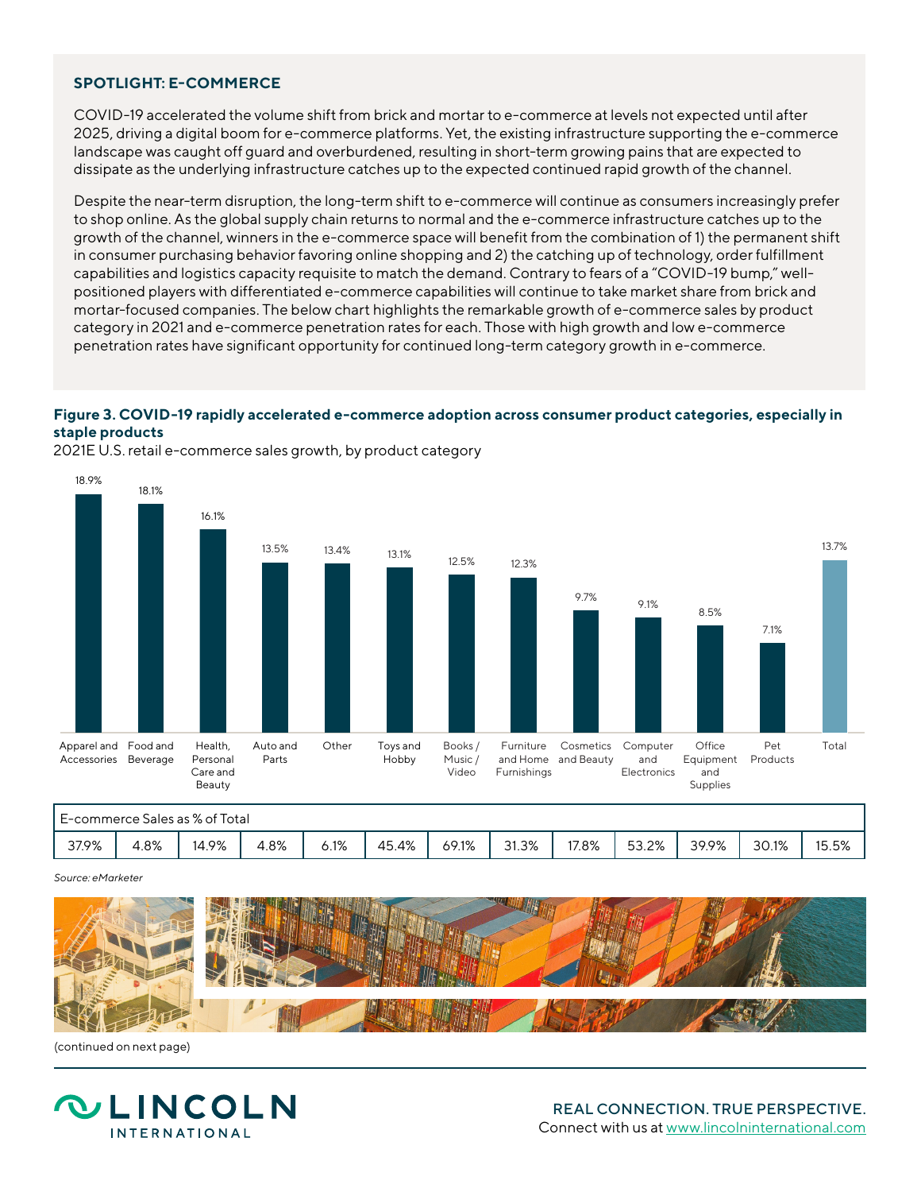## SPOTLIGHT: E-COMMERCE

COVID-19 accelerated the volume shift from brick and mortar to e-commerce at levels not expected until after 2025, driving a digital boom for e-commerce platforms. Yet, the existing infrastructure supporting the e-commerce landscape was caught off guard and overburdened, resulting in short-term growing pains that are expected to dissipate as the underlying infrastructure catches up to the expected continued rapid growth of the channel.

Despite the near-term disruption, the long-term shift to e-commerce will continue as consumers increasingly prefer to shop online. As the global supply chain returns to normal and the e-commerce infrastructure catches up to the growth of the channel, winners in the e-commerce space will benefit from the combination of 1) the permanent shift in consumer purchasing behavior favoring online shopping and 2) the catching up of technology, order fulfillment capabilities and logistics capacity requisite to match the demand. Contrary to fears of a "COVID-19 bump," well-positioned players with differentiated e-commerce capabilities will continue to take market share from brick and mortar-focused companies. The below chart highlights the remarkable growth of e-commerce sales by product category in 2021 and e-commerce penetration rates for each. Those with high growth and low e-commerce penetration rates have significant opportunity for continued long-term category growth in e-commerce.

**Figure 3. COVID-19 rapidly accelerated e-commerce adoption across consumer product categories, especially in staple products**

2021E U.S. retail e-commerce sales growth, by product category

| Product Category | 2021E E-commerce Sales Growth | E-commerce Sales as % of Total |
|---|---|---|
| Apparel and Accessories | 18.9% | 37.9% |
| Food and Beverage | 18.1% | 4.8% |
| Health, Personal Care and Beauty | 16.1% | 14.9% |
| Auto and Parts | 13.5% | 4.8% |
| Other | 13.4% | 6.1% |
| Toys and Hobby | 13.1% | 45.4% |
| Books / Music / Video | 12.5% | 69.1% |
| Furniture and Home Furnishings | 12.3% | 31.3% |
| Cosmetics and Beauty | 9.7% | 17.8% |
| Computer and Electronics | 9.1% | 53.2% |
| Office Equipment and Supplies | 8.5% | 39.9% |
| Pet Products | 7.1% | 30.1% |
| Total | 13.7% | 15.5% |

*Source: eMarketer*

(continued on next page)

REAL CONNECTION. TRUE PERSPECTIVE.
Connect with us at www.lincolninternational.com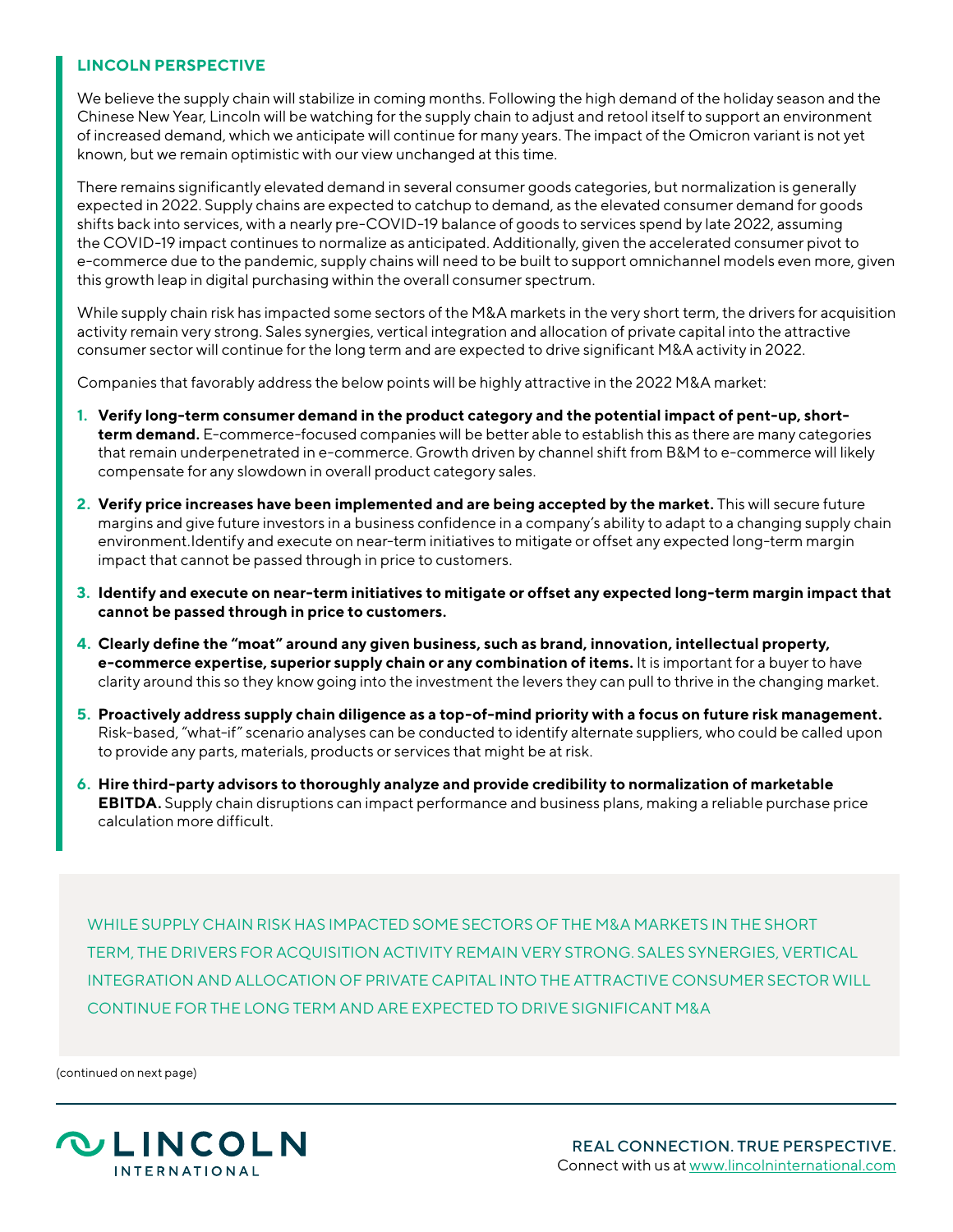## LINCOLN PERSPECTIVE

We believe the supply chain will stabilize in coming months. Following the high demand of the holiday season and the Chinese New Year, Lincoln will be watching for the supply chain to adjust and retool itself to support an environment of increased demand, which we anticipate will continue for many years. The impact of the Omicron variant is not yet known, but we remain optimistic with our view unchanged at this time.

There remains significantly elevated demand in several consumer goods categories, but normalization is generally expected in 2022. Supply chains are expected to catchup to demand, as the elevated consumer demand for goods shifts back into services, with a nearly pre-COVID-19 balance of goods to services spend by late 2022, assuming the COVID-19 impact continues to normalize as anticipated. Additionally, given the accelerated consumer pivot to e-commerce due to the pandemic, supply chains will need to be built to support omnichannel models even more, given this growth leap in digital purchasing within the overall consumer spectrum.

While supply chain risk has impacted some sectors of the M&A markets in the very short term, the drivers for acquisition activity remain very strong. Sales synergies, vertical integration and allocation of private capital into the attractive consumer sector will continue for the long term and are expected to drive significant M&A activity in 2022.

Companies that favorably address the below points will be highly attractive in the 2022 M&A market:

1. **Verify long-term consumer demand in the product category and the potential impact of pent-up, short-term demand.** E-commerce-focused companies will be better able to establish this as there are many categories that remain underpenetrated in e-commerce. Growth driven by channel shift from B&M to e-commerce will likely compensate for any slowdown in overall product category sales.
2. **Verify price increases have been implemented and are being accepted by the market.** This will secure future margins and give future investors in a business confidence in a company's ability to adapt to a changing supply chain environment.Identify and execute on near-term initiatives to mitigate or offset any expected long-term margin impact that cannot be passed through in price to customers.
3. **Identify and execute on near-term initiatives to mitigate or offset any expected long-term margin impact that cannot be passed through in price to customers.**
4. **Clearly define the "moat" around any given business, such as brand, innovation, intellectual property, e-commerce expertise, superior supply chain or any combination of items.** It is important for a buyer to have clarity around this so they know going into the investment the levers they can pull to thrive in the changing market.
5. **Proactively address supply chain diligence as a top-of-mind priority with a focus on future risk management.** Risk-based, "what-if" scenario analyses can be conducted to identify alternate suppliers, who could be called upon to provide any parts, materials, products or services that might be at risk.
6. **Hire third-party advisors to thoroughly analyze and provide credibility to normalization of marketable EBITDA.** Supply chain disruptions can impact performance and business plans, making a reliable purchase price calculation more difficult.

WHILE SUPPLY CHAIN RISK HAS IMPACTED SOME SECTORS OF THE M&A MARKETS IN THE SHORT TERM, THE DRIVERS FOR ACQUISITION ACTIVITY REMAIN VERY STRONG. SALES SYNERGIES, VERTICAL INTEGRATION AND ALLOCATION OF PRIVATE CAPITAL INTO THE ATTRACTIVE CONSUMER SECTOR WILL CONTINUE FOR THE LONG TERM AND ARE EXPECTED TO DRIVE SIGNIFICANT M&A

(continued on next page)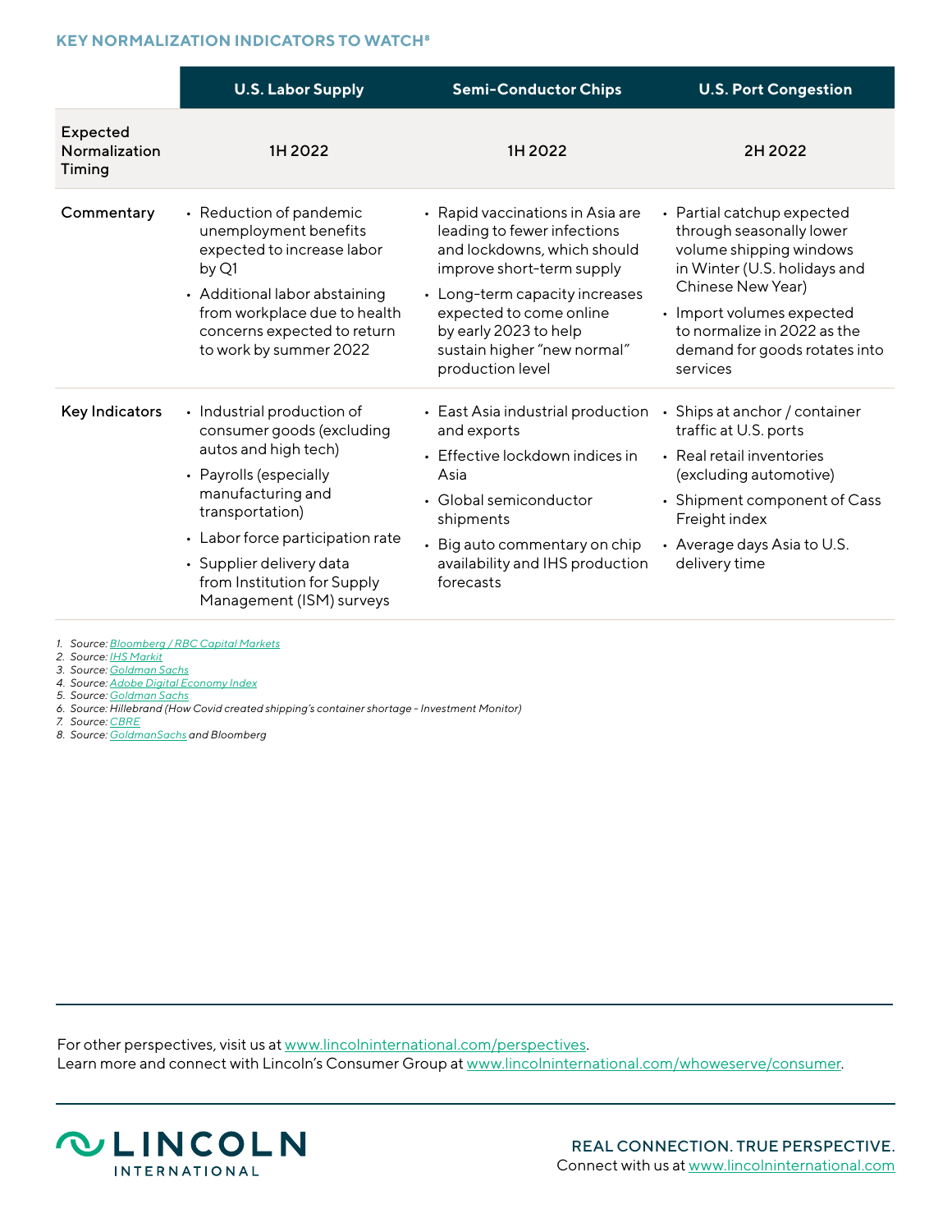### KEY NORMALIZATION INDICATORS TO WATCH[8]

| | U.S. Labor Supply | Semi-Conductor Chips | U.S. Port Congestion |
|---|---|---|---|
| Expected Normalization Timing | 1H 2022 | 1H 2022 | 2H 2022 |
| Commentary | • Reduction of pandemic unemployment benefits expected to increase labor by Q1<br>• Additional labor abstaining from workplace due to health concerns expected to return to work by summer 2022 | • Rapid vaccinations in Asia are leading to fewer infections and lockdowns, which should improve short-term supply<br>• Long-term capacity increases expected to come online by early 2023 to help sustain higher "new normal" production level | • Partial catchup expected through seasonally lower volume shipping windows in Winter (U.S. holidays and Chinese New Year)<br>• Import volumes expected to normalize in 2022 as the demand for goods rotates into services |
| Key Indicators | • Industrial production of consumer goods (excluding autos and high tech)<br>• Payrolls (especially manufacturing and transportation)<br>• Labor force participation rate<br>• Supplier delivery data from Institution for Supply Management (ISM) surveys | • East Asia industrial production and exports<br>• Effective lockdown indices in Asia<br>• Global semiconductor shipments<br>• Big auto commentary on chip availability and IHS production forecasts | • Ships at anchor / container traffic at U.S. ports<br>• Real retail inventories (excluding automotive)<br>• Shipment component of Cass Freight index<br>• Average days Asia to U.S. delivery time |

1. Source: Bloomberg / RBC Capital Markets
2. Source: IHS Markit
3. Source: Goldman Sachs
4. Source: Adobe Digital Economy Index
5. Source: Goldman Sachs
6. Source: Hillebrand (How Covid created shipping's container shortage - Investment Monitor)
7. Source: CBRE
8. Source: GoldmanSachs and Bloomberg

For other perspectives, visit us at www.lincolninternational.com/perspectives.
Learn more and connect with Lincoln's Consumer Group at www.lincolninternational.com/whoweserve/consumer.

LINCOLN INTERNATIONAL

REAL CONNECTION. TRUE PERSPECTIVE.
Connect with us at www.lincolninternational.com